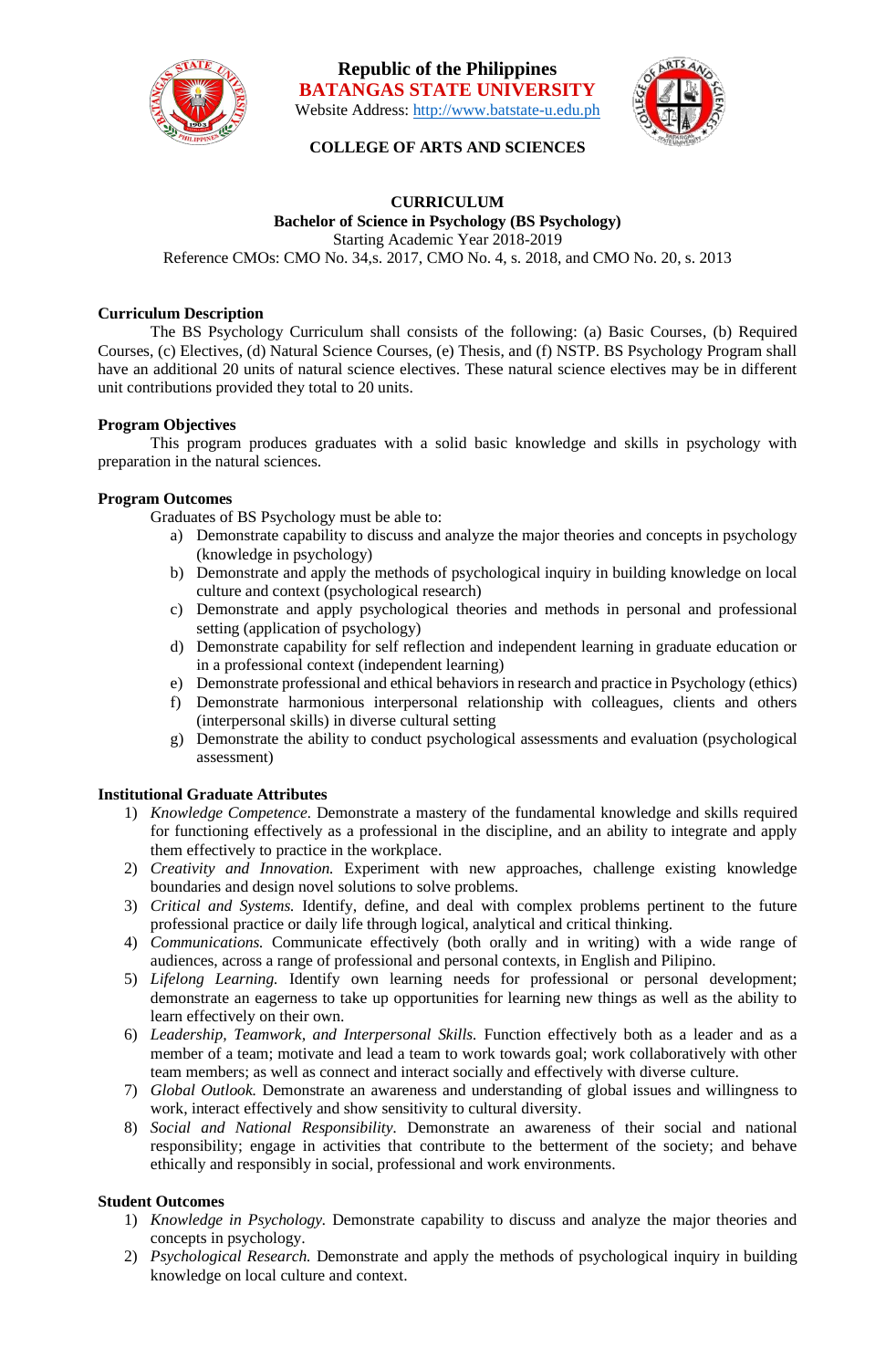**Republic of the Philippines**
**BATANGAS STATE UNIVERSITY**
Website Address: http://www.batstate-u.edu.ph

**COLLEGE OF ARTS AND SCIENCES**

# CURRICULUM

**Bachelor of Science in Psychology (BS Psychology)**
Starting Academic Year 2018-2019
Reference CMOs: CMO No. 34,s. 2017, CMO No. 4, s. 2018, and CMO No. 20, s. 2013

## Curriculum Description

The BS Psychology Curriculum shall consists of the following: (a) Basic Courses, (b) Required Courses, (c) Electives, (d) Natural Science Courses, (e) Thesis, and (f) NSTP. BS Psychology Program shall have an additional 20 units of natural science electives. These natural science electives may be in different unit contributions provided they total to 20 units.

## Program Objectives

This program produces graduates with a solid basic knowledge and skills in psychology with preparation in the natural sciences.

## Program Outcomes

Graduates of BS Psychology must be able to:

a) Demonstrate capability to discuss and analyze the major theories and concepts in psychology (knowledge in psychology)
b) Demonstrate and apply the methods of psychological inquiry in building knowledge on local culture and context (psychological research)
c) Demonstrate and apply psychological theories and methods in personal and professional setting (application of psychology)
d) Demonstrate capability for self reflection and independent learning in graduate education or in a professional context (independent learning)
e) Demonstrate professional and ethical behaviors in research and practice in Psychology (ethics)
f) Demonstrate harmonious interpersonal relationship with colleagues, clients and others (interpersonal skills) in diverse cultural setting
g) Demonstrate the ability to conduct psychological assessments and evaluation (psychological assessment)

## Institutional Graduate Attributes

1) *Knowledge Competence.* Demonstrate a mastery of the fundamental knowledge and skills required for functioning effectively as a professional in the discipline, and an ability to integrate and apply them effectively to practice in the workplace.
2) *Creativity and Innovation.* Experiment with new approaches, challenge existing knowledge boundaries and design novel solutions to solve problems.
3) *Critical and Systems.* Identify, define, and deal with complex problems pertinent to the future professional practice or daily life through logical, analytical and critical thinking.
4) *Communications.* Communicate effectively (both orally and in writing) with a wide range of audiences, across a range of professional and personal contexts, in English and Pilipino.
5) *Lifelong Learning.* Identify own learning needs for professional or personal development; demonstrate an eagerness to take up opportunities for learning new things as well as the ability to learn effectively on their own.
6) *Leadership, Teamwork, and Interpersonal Skills.* Function effectively both as a leader and as a member of a team; motivate and lead a team to work towards goal; work collaboratively with other team members; as well as connect and interact socially and effectively with diverse culture.
7) *Global Outlook.* Demonstrate an awareness and understanding of global issues and willingness to work, interact effectively and show sensitivity to cultural diversity.
8) *Social and National Responsibility*. Demonstrate an awareness of their social and national responsibility; engage in activities that contribute to the betterment of the society; and behave ethically and responsibly in social, professional and work environments.

## Student Outcomes

1) *Knowledge in Psychology.* Demonstrate capability to discuss and analyze the major theories and concepts in psychology.
2) *Psychological Research.* Demonstrate and apply the methods of psychological inquiry in building knowledge on local culture and context.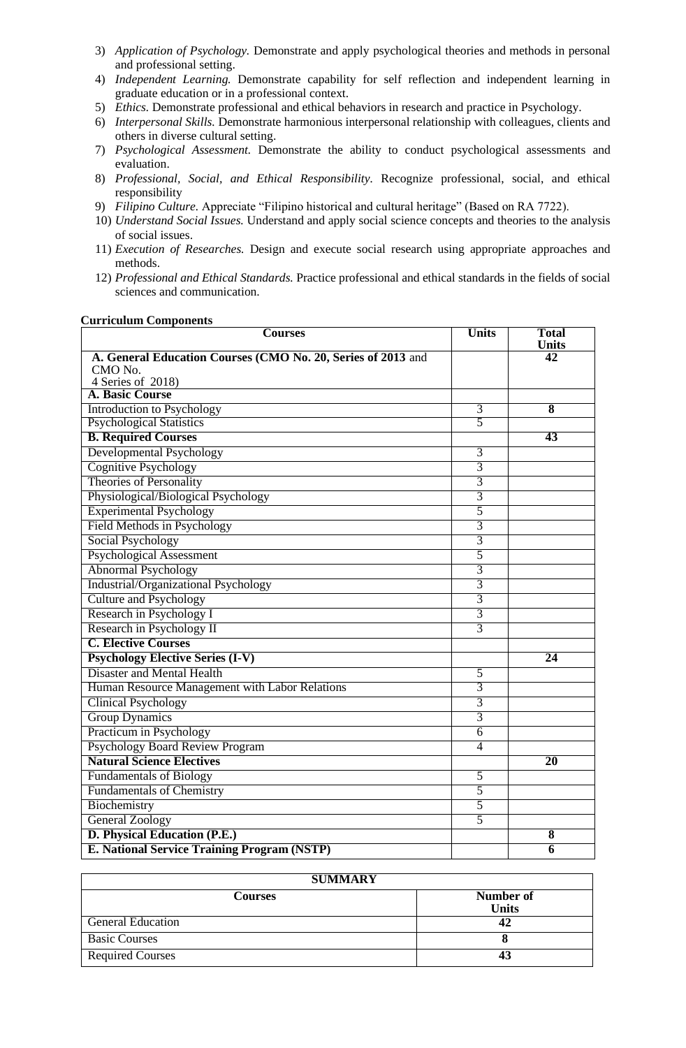3) *Application of Psychology.* Demonstrate and apply psychological theories and methods in personal and professional setting.
4) *Independent Learning.* Demonstrate capability for self reflection and independent learning in graduate education or in a professional context.
5) *Ethics.* Demonstrate professional and ethical behaviors in research and practice in Psychology.
6) *Interpersonal Skills.* Demonstrate harmonious interpersonal relationship with colleagues, clients and others in diverse cultural setting.
7) *Psychological Assessment.* Demonstrate the ability to conduct psychological assessments and evaluation.
8) *Professional, Social, and Ethical Responsibility.* Recognize professional, social, and ethical responsibility
9) *Filipino Culture.* Appreciate "Filipino historical and cultural heritage" (Based on RA 7722).
10) *Understand Social Issues.* Understand and apply social science concepts and theories to the analysis of social issues.
11) *Execution of Researches.* Design and execute social research using appropriate approaches and methods.
12) *Professional and Ethical Standards.* Practice professional and ethical standards in the fields of social sciences and communication.

**Curriculum Components**

| Courses | Units | Total Units |
|---|---|---|
| **A. General Education Courses (CMO No. 20, Series of 2013** and CMO No. 4 Series of 2018) | | **42** |
| **A. Basic Course** | | |
| Introduction to Psychology | 3 | **8** |
| Psychological Statistics | 5 | |
| **B. Required Courses** | | **43** |
| Developmental Psychology | 3 | |
| Cognitive Psychology | 3 | |
| Theories of Personality | 3 | |
| Physiological/Biological Psychology | 3 | |
| Experimental Psychology | 5 | |
| Field Methods in Psychology | 3 | |
| Social Psychology | 3 | |
| Psychological Assessment | 5 | |
| Abnormal Psychology | 3 | |
| Industrial/Organizational Psychology | 3 | |
| Culture and Psychology | 3 | |
| Research in Psychology I | 3 | |
| Research in Psychology II | 3 | |
| **C. Elective Courses** | | |
| **Psychology Elective Series (I-V)** | | **24** |
| Disaster and Mental Health | 5 | |
| Human Resource Management with Labor Relations | 3 | |
| Clinical Psychology | 3 | |
| Group Dynamics | 3 | |
| Practicum in Psychology | 6 | |
| Psychology Board Review Program | 4 | |
| **Natural Science Electives** | | **20** |
| Fundamentals of Biology | 5 | |
| Fundamentals of Chemistry | 5 | |
| Biochemistry | 5 | |
| General Zoology | 5 | |
| **D. Physical Education (P.E.)** | | **8** |
| **E. National Service Training Program (NSTP)** | | **6** |

| **SUMMARY** | |
|---|---|
| **Courses** | **Number of Units** |
| General Education | **42** |
| Basic Courses | **8** |
| Required Courses | **43** |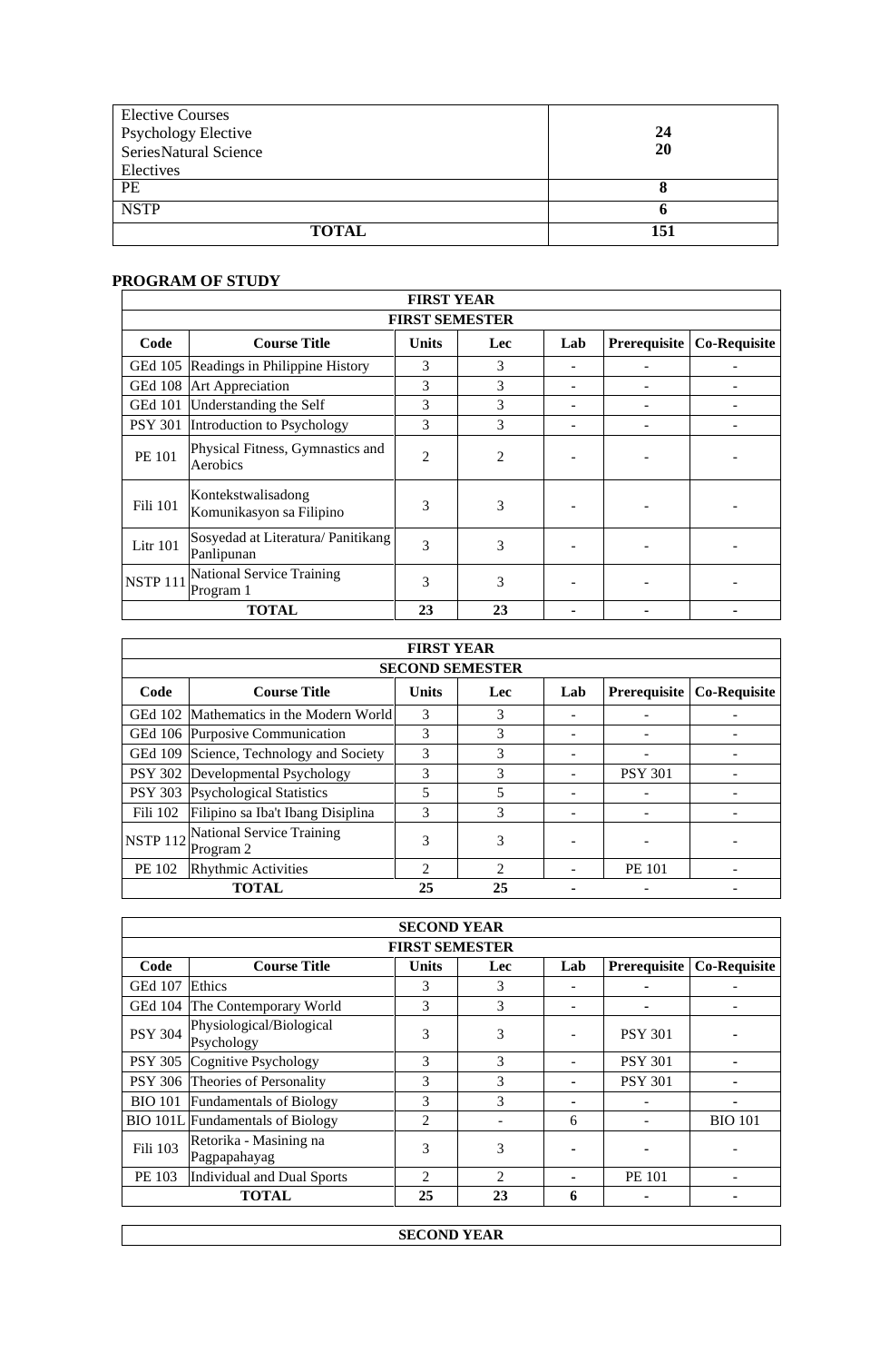| | |
|---|---|
| Elective Courses<br>Psychology Elective<br>SeriesNatural Science<br>Electives | 24<br>20 |
| PE | 8 |
| NSTP | 6 |
| **TOTAL** | **151** |

## PROGRAM OF STUDY

| FIRST YEAR | | | | | | |
|---|---|---|---|---|---|---|
| **FIRST SEMESTER** | | | | | | |
| **Code** | **Course Title** | **Units** | **Lec** | **Lab** | **Prerequisite** | **Co-Requisite** |
| GEd 105 | Readings in Philippine History | 3 | 3 | - | - | - |
| GEd 108 | Art Appreciation | 3 | 3 | - | - | - |
| GEd 101 | Understanding the Self | 3 | 3 | - | - | - |
| PSY 301 | Introduction to Psychology | 3 | 3 | - | - | - |
| PE 101 | Physical Fitness, Gymnastics and Aerobics | 2 | 2 | - | - | - |
| Fili 101 | Kontekstwalisadong Komunikasyon sa Filipino | 3 | 3 | - | - | - |
| Litr 101 | Sosyedad at Literatura/ Panitikang Panlipunan | 3 | 3 | - | - | - |
| NSTP 111 | National Service Training Program 1 | 3 | 3 | - | - | - |
| **TOTAL** | | **23** | **23** | **-** | **-** | **-** |

| FIRST YEAR | | | | | | |
|---|---|---|---|---|---|---|
| **SECOND SEMESTER** | | | | | | |
| **Code** | **Course Title** | **Units** | **Lec** | **Lab** | **Prerequisite** | **Co-Requisite** |
| GEd 102 | Mathematics in the Modern World | 3 | 3 | - | - | - |
| GEd 106 | Purposive Communication | 3 | 3 | - | - | - |
| GEd 109 | Science, Technology and Society | 3 | 3 | - | - | - |
| PSY 302 | Developmental Psychology | 3 | 3 | - | PSY 301 | - |
| PSY 303 | Psychological Statistics | 5 | 5 | - | - | - |
| Fili 102 | Filipino sa Iba't Ibang Disiplina | 3 | 3 | - | - | - |
| NSTP 112 | National Service Training Program 2 | 3 | 3 | - | - | - |
| PE 102 | Rhythmic Activities | 2 | 2 | - | PE 101 | - |
| **TOTAL** | | **25** | **25** | **-** | - | - |

| SECOND YEAR | | | | | | |
|---|---|---|---|---|---|---|
| **FIRST SEMESTER** | | | | | | |
| **Code** | **Course Title** | **Units** | **Lec** | **Lab** | **Prerequisite** | **Co-Requisite** |
| GEd 107 | Ethics | 3 | 3 | - | - | - |
| GEd 104 | The Contemporary World | 3 | 3 | - | - | - |
| PSY 304 | Physiological/Biological Psychology | 3 | 3 | - | PSY 301 | - |
| PSY 305 | Cognitive Psychology | 3 | 3 | - | PSY 301 | - |
| PSY 306 | Theories of Personality | 3 | 3 | - | PSY 301 | - |
| BIO 101 | Fundamentals of Biology | 3 | 3 | - | - | - |
| BIO 101L | Fundamentals of Biology | 2 | - | 6 | - | BIO 101 |
| Fili 103 | Retorika - Masining na Pagpapahayag | 3 | 3 | - | - | - |
| PE 103 | Individual and Dual Sports | 2 | 2 | - | PE 101 | - |
| **TOTAL** | | **25** | **23** | **6** | **-** | **-** |

| SECOND YEAR |
|---|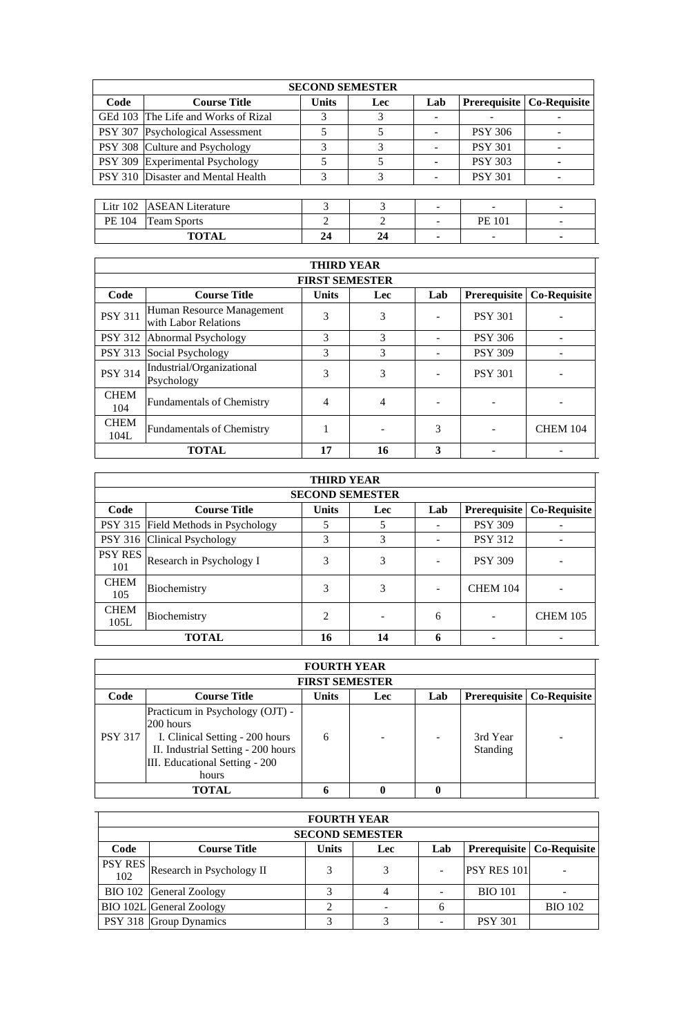| SECOND SEMESTER | | | | | | |
|---|---|---|---|---|---|---|
| **Code** | **Course Title** | **Units** | **Lec** | **Lab** | **Prerequisite** | **Co-Requisite** |
| GEd 103 | The Life and Works of Rizal | 3 | 3 | - | - | - |
| PSY 307 | Psychological Assessment | 5 | 5 | - | PSY 306 | - |
| PSY 308 | Culture and Psychology | 3 | 3 | - | PSY 301 | - |
| PSY 309 | Experimental Psychology | 5 | 5 | - | PSY 303 | - |
| PSY 310 | Disaster and Mental Health | 3 | 3 | - | PSY 301 | - |
| Litr 102 | ASEAN Literature | 3 | 3 | - | - | - |
| PE 104 | Team Sports | 2 | 2 | - | PE 101 | - |
| **TOTAL** | | **24** | **24** | - | - | - |

| THIRD YEAR | | | | | | |
|---|---|---|---|---|---|---|
| **FIRST SEMESTER** | | | | | | |
| **Code** | **Course Title** | **Units** | **Lec** | **Lab** | **Prerequisite** | **Co-Requisite** |
| PSY 311 | Human Resource Management with Labor Relations | 3 | 3 | - | PSY 301 | - |
| PSY 312 | Abnormal Psychology | 3 | 3 | - | PSY 306 | - |
| PSY 313 | Social Psychology | 3 | 3 | - | PSY 309 | - |
| PSY 314 | Industrial/Organizational Psychology | 3 | 3 | - | PSY 301 | - |
| CHEM 104 | Fundamentals of Chemistry | 4 | 4 | - | - | - |
| CHEM 104L | Fundamentals of Chemistry | 1 | - | 3 | - | CHEM 104 |
| **TOTAL** | | **17** | **16** | **3** | - | - |

| THIRD YEAR | | | | | | |
|---|---|---|---|---|---|---|
| **SECOND SEMESTER** | | | | | | |
| **Code** | **Course Title** | **Units** | **Lec** | **Lab** | **Prerequisite** | **Co-Requisite** |
| PSY 315 | Field Methods in Psychology | 5 | 5 | - | PSY 309 | - |
| PSY 316 | Clinical Psychology | 3 | 3 | - | PSY 312 | - |
| PSY RES 101 | Research in Psychology I | 3 | 3 | - | PSY 309 | - |
| CHEM 105 | Biochemistry | 3 | 3 | - | CHEM 104 | - |
| CHEM 105L | Biochemistry | 2 | - | 6 | - | CHEM 105 |
| **TOTAL** | | **16** | **14** | **6** | - | - |

| FOURTH YEAR | | | | | | |
|---|---|---|---|---|---|---|
| **FIRST SEMESTER** | | | | | | |
| **Code** | **Course Title** | **Units** | **Lec** | **Lab** | **Prerequisite** | **Co-Requisite** |
| PSY 317 | Practicum in Psychology (OJT) - 200 hours<br>I. Clinical Setting - 200 hours<br>II. Industrial Setting - 200 hours<br>III. Educational Setting - 200 hours | 6 | - | - | 3rd Year Standing | - |
| **TOTAL** | | **6** | **0** | **0** | | |

| FOURTH YEAR | | | | | | |
|---|---|---|---|---|---|---|
| **SECOND SEMESTER** | | | | | | |
| **Code** | **Course Title** | **Units** | **Lec** | **Lab** | **Prerequisite** | **Co-Requisite** |
| PSY RES 102 | Research in Psychology II | 3 | 3 | - | PSY RES 101 | - |
| BIO 102 | General Zoology | 3 | 4 | - | BIO 101 | - |
| BIO 102L | General Zoology | 2 | - | 6 | | BIO 102 |
| PSY 318 | Group Dynamics | 3 | 3 | - | PSY 301 | |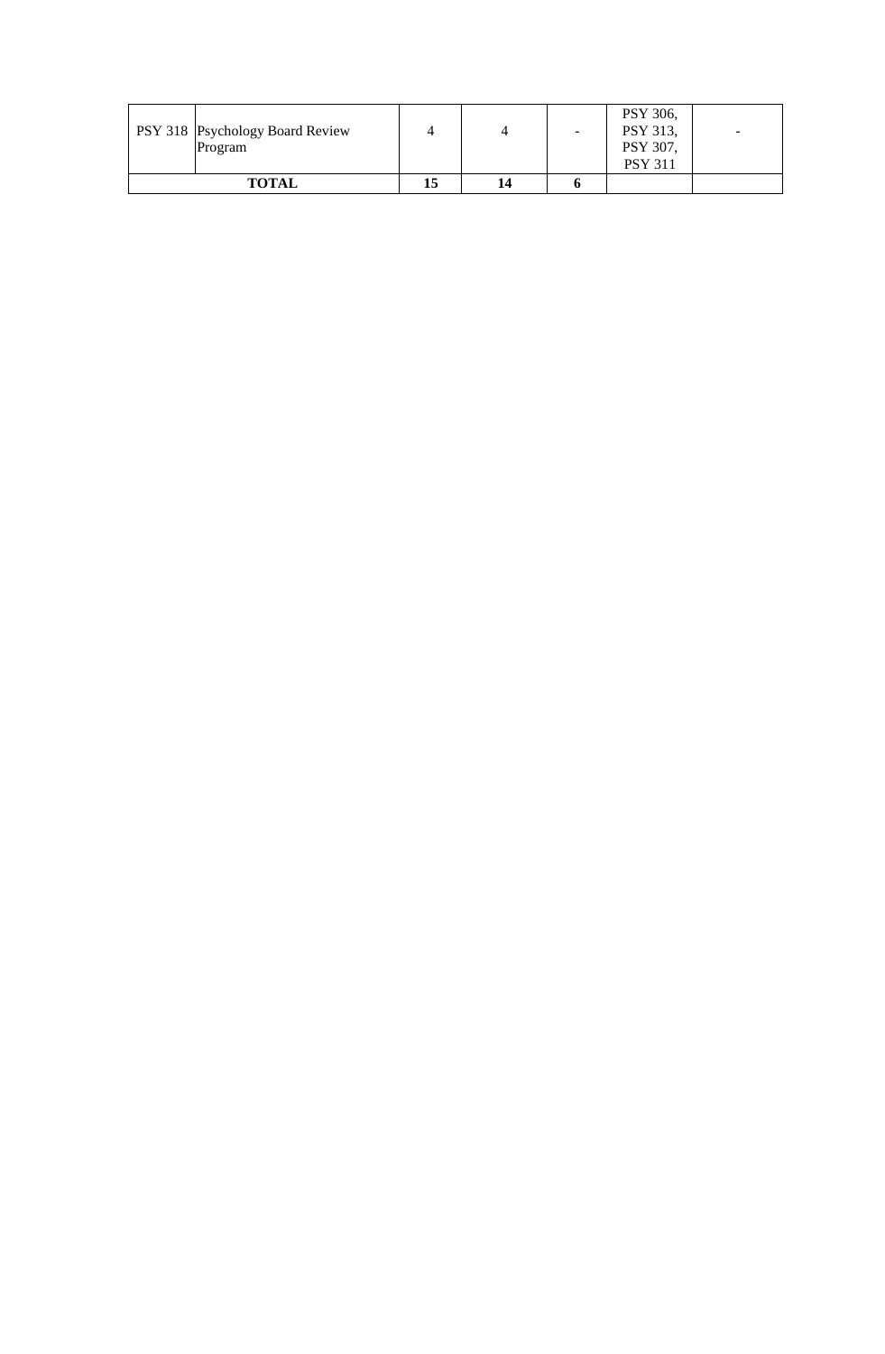| | | | | | | |
|---|---|---|---|---|---|---|
| PSY 318 | Psychology Board Review Program | 4 | 4 | - | PSY 306, PSY 313, PSY 307, PSY 311 | - |
| **TOTAL** | | **15** | **14** | **6** | | |